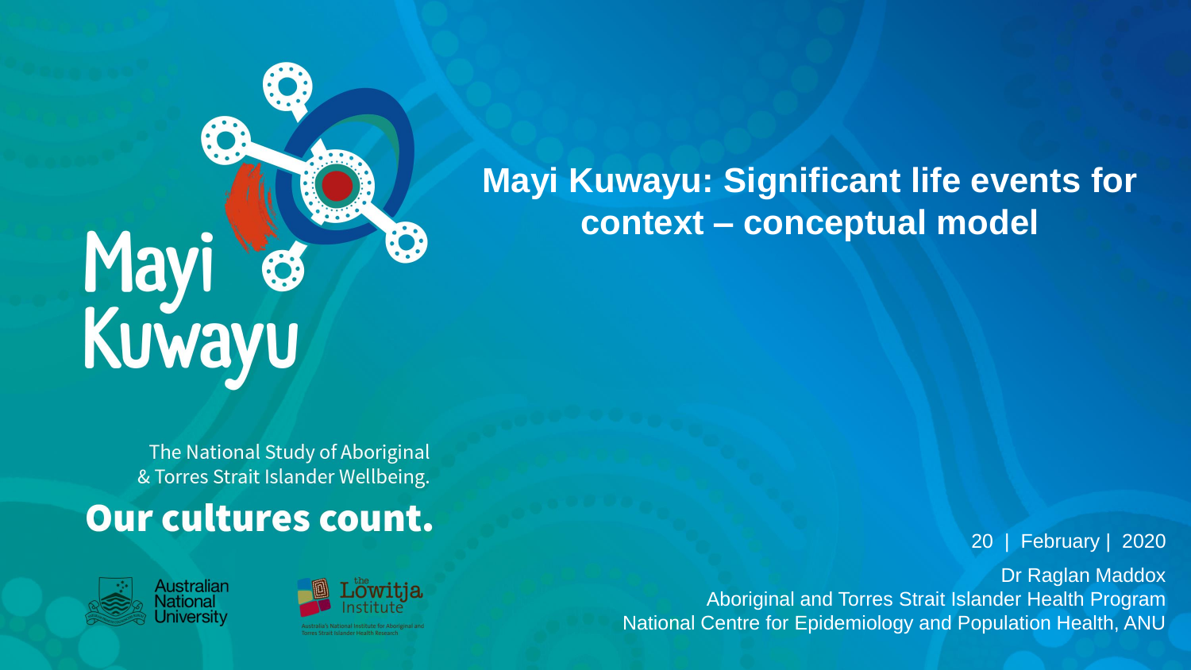# Mayi Kuwayu: Significant life events for context – conceptual model

Mayi Kuwayu

The National Study of Aboriginal & Torres Strait Islander Wellbeing.

**Our cultures count.**

Australian National University

the Lowitja Institute

Australia's National Institute for Aboriginal and Torres Strait Islander Health Research

20 | February | 2020

Dr Raglan Maddox

Aboriginal and Torres Strait Islander Health Program

National Centre for Epidemiology and Population Health, ANU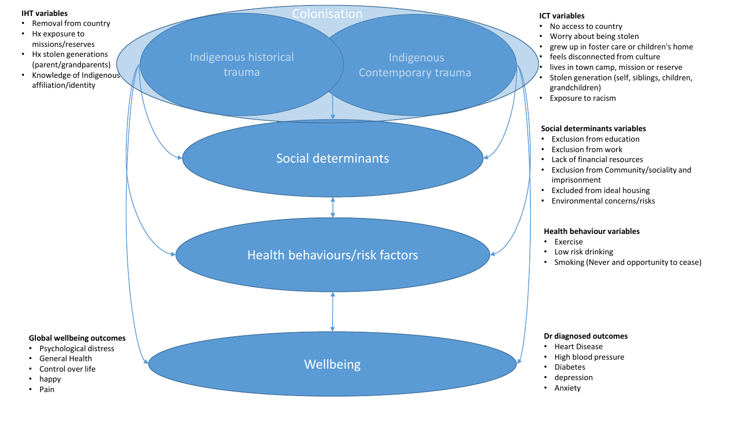**IHT variables**

- Removal from country
- Hx exposure to missions/reserves
- Hx stolen generations (parent/grandparents)
- Knowledge of Indigenous affiliation/identity

Colonisation

Indigenous historical trauma

Indigenous Contemporary trauma

**ICT variables**

- No access to country
- Worry about being stolen
- grew up in foster care or children's home
- feels disconnected from culture
- lives in town camp, mission or reserve
- Stolen generation (self, siblings, children, grandchildren)
- Exposure to racism

Social determinants

**Social determinants variables**

- Exclusion from education
- Exclusion from work
- Lack of financial resources
- Exclusion from Community/sociality and imprisonment
- Excluded from ideal housing
- Environmental concerns/risks

Health behaviours/risk factors

**Health behaviour variables**

- Exercise
- Low risk drinking
- Smoking (Never and opportunity to cease)

Wellbeing

**Global wellbeing outcomes**

- Psychological distress
- General Health
- Control over life
- happy
- Pain

**Dr diagnosed outcomes**

- Heart Disease
- High blood pressure
- Diabetes
- depression
- Anxiety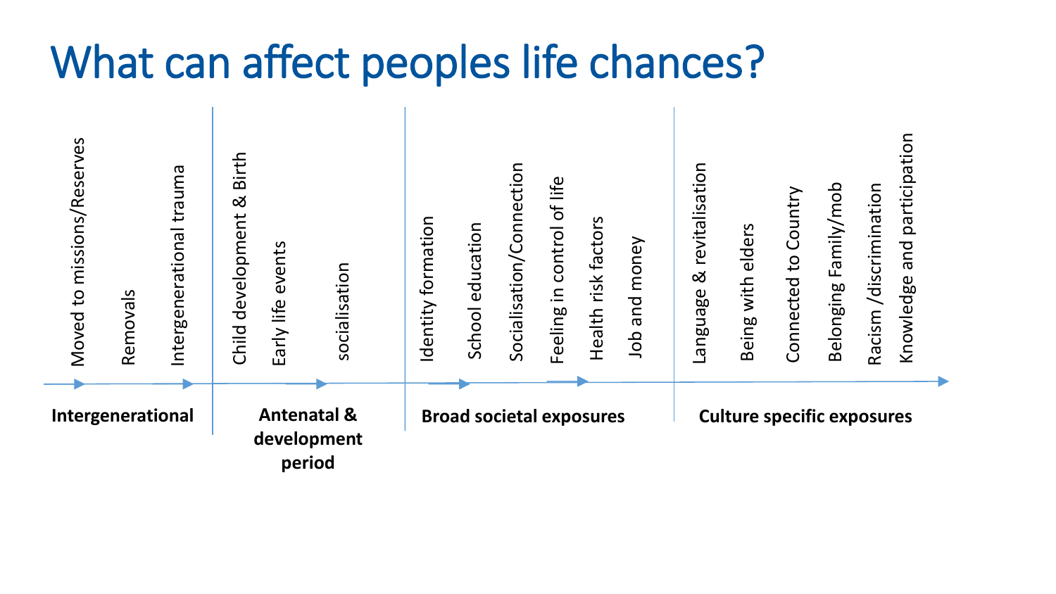# What can affect peoples life chances?

| Intergenerational | Antenatal & development period | Broad societal exposures | Culture specific exposures |
|---|---|---|---|
| Moved to missions/Reserves | Child development & Birth | Identity formation | Language & revitalisation |
| Removals | Early life events | School education | Being with elders |
| Intergenerational trauma | socialisation | Socialisation/Connection | Connected to Country |
| | | Feeling in control of life | Belonging Family/mob |
| | | Health risk factors | Racism /discrimination |
| | | Job and money | Knowledge and participation |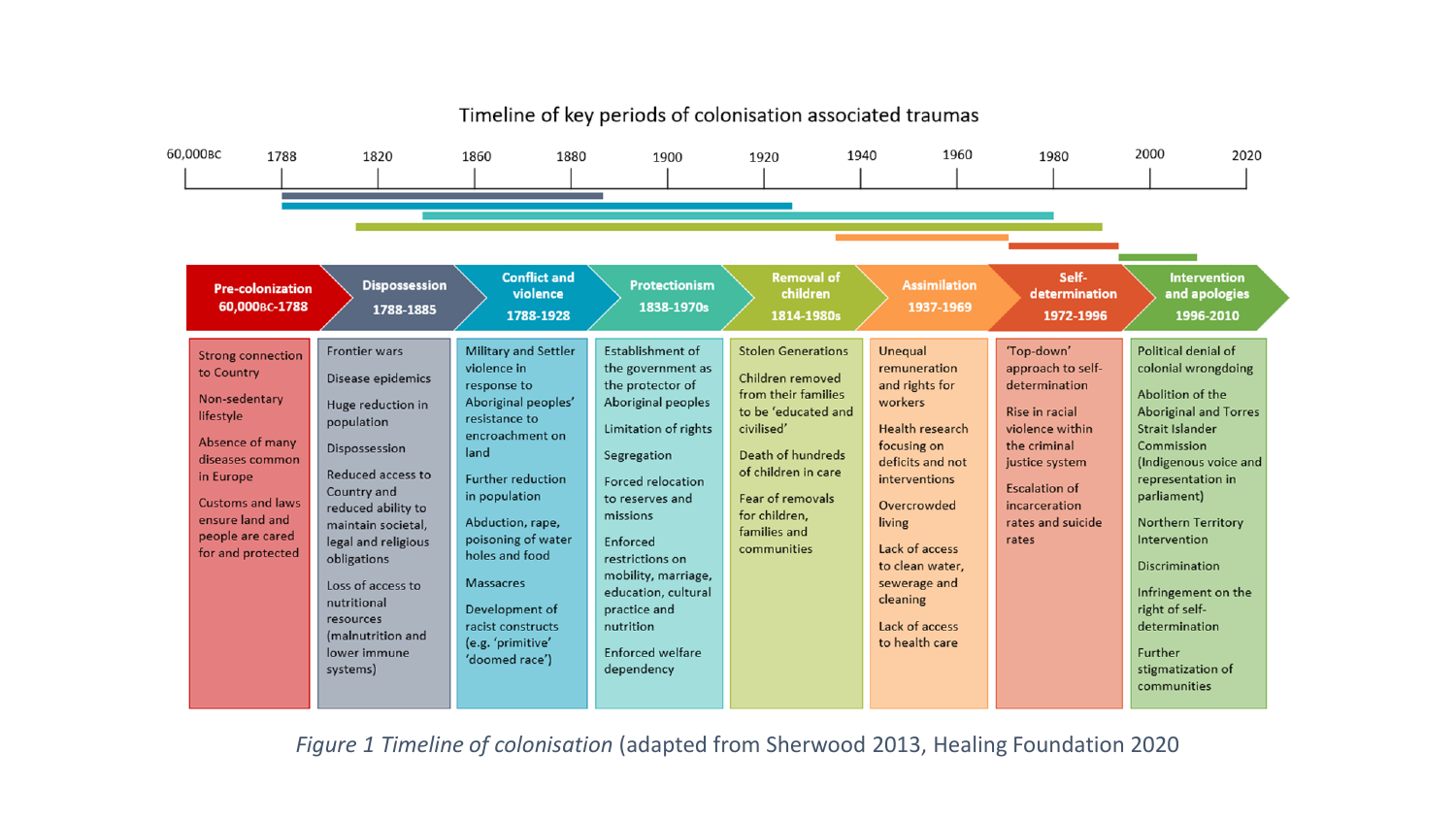Timeline of key periods of colonisation associated traumas

60,000BC 1788 1820 1860 1880 1900 1920 1940 1960 1980 2000 2020

**Pre-colonization**
60,000BC-1788

Strong connection to Country

Non-sedentary lifestyle

Absence of many diseases common in Europe

Customs and laws ensure land and people are cared for and protected

**Dispossession**
1788-1885

Frontier wars

Disease epidemics

Huge reduction in population

Dispossession

Reduced access to Country and reduced ability to maintain societal, legal and religious obligations

Loss of access to nutritional resources (malnutrition and lower immune systems)

**Conflict and violence**
1788-1928

Military and Settler violence in response to Aboriginal peoples' resistance to encroachment on land

Further reduction in population

Abduction, rape, poisoning of water holes and food

Massacres

Development of racist constructs (e.g. 'primitive' 'doomed race')

**Protectionism**
1838-1970s

Establishment of the government as the protector of Aboriginal peoples

Limitation of rights

Segregation

Forced relocation to reserves and missions

Enforced restrictions on mobility, marriage, education, cultural practice and nutrition

Enforced welfare dependency

**Removal of children**
1814-1980s

Stolen Generations

Children removed from their families to be 'educated and civilised'

Death of hundreds of children in care

Fear of removals for children, families and communities

**Assimilation**
1937-1969

Unequal remuneration and rights for workers

Health research focusing on deficits and not interventions

Overcrowded living

Lack of access to clean water, sewerage and cleaning

Lack of access to health care

**Self-determination**
1972-1996

'Top-down' approach to self-determination

Rise in racial violence within the criminal justice system

Escalation of incarceration rates and suicide rates

**Intervention and apologies**
1996-2010

Political denial of colonial wrongdoing

Abolition of the Aboriginal and Torres Strait Islander Commission (Indigenous voice and representation in parliament)

Northern Territory Intervention

Discrimination

Infringement on the right of self-determination

Further stigmatization of communities

*Figure 1 Timeline of colonisation* (adapted from Sherwood 2013, Healing Foundation 2020)